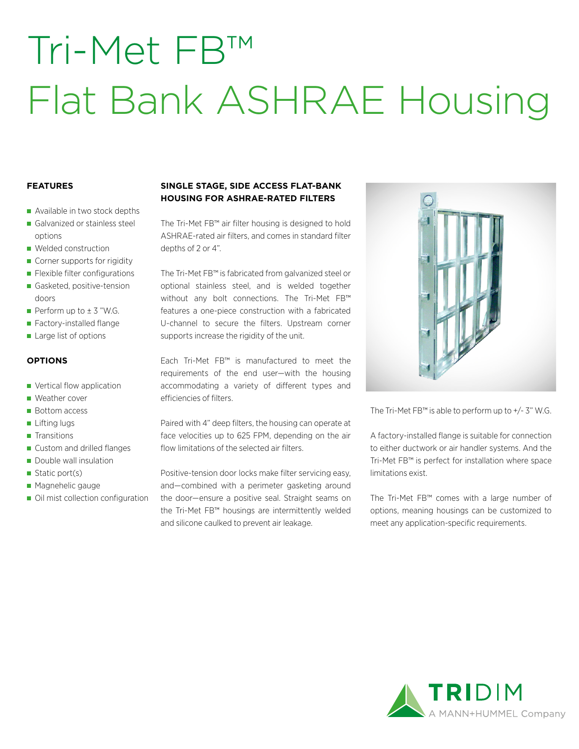# Tri-Met FB™ Flat Bank ASHRAE Housing

### FEATURES

- Available in two stock depths
- Galvanized or stainless steel options
- Welded construction
- Corner supports for rigidity
- Flexible filter configurations
- Gasketed, positive-tension doors
- Perform up to ± 3 "W.G.
- Factory-installed flange
- Large list of options

### OPTIONS

- Vertical flow application
- Weather cover
- Bottom access
- Lifting lugs
- Transitions
- Custom and drilled flanges
- Double wall insulation
- Static port(s)
- Magnehelic gauge
- Oil mist collection configuration

### SINGLE STAGE, SIDE ACCESS FLAT-BANK HOUSING FOR ASHRAE-RATED FILTERS

The Tri-Met FB™ air filter housing is designed to hold ASHRAE-rated air filters, and comes in standard filter depths of 2 or 4".

The Tri-Met FB™ is fabricated from galvanized steel or optional stainless steel, and is welded together without any bolt connections. The Tri-Met FB™ features a one-piece construction with a fabricated U-channel to secure the filters. Upstream corner supports increase the rigidity of the unit.

Each Tri-Met FB™ is manufactured to meet the requirements of the end user—with the housing accommodating a variety of different types and efficiencies of filters.

Paired with 4" deep filters, the housing can operate at face velocities up to 625 FPM, depending on the air flow limitations of the selected air filters.

Positive-tension door locks make filter servicing easy, and—combined with a perimeter gasketing around the door—ensure a positive seal. Straight seams on the Tri-Met FB™ housings are intermittently welded and silicone caulked to prevent air leakage.

The Tri-Met FB™ is able to perform up to +/- 3" W.G.

A factory-installed flange is suitable for connection to either ductwork or air handler systems. And the Tri-Met FB™ is perfect for installation where space limitations exist.

The Tri-Met FB™ comes with a large number of options, meaning housings can be customized to meet any application-specific requirements.

TRIDIM
A MANN+HUMMEL Company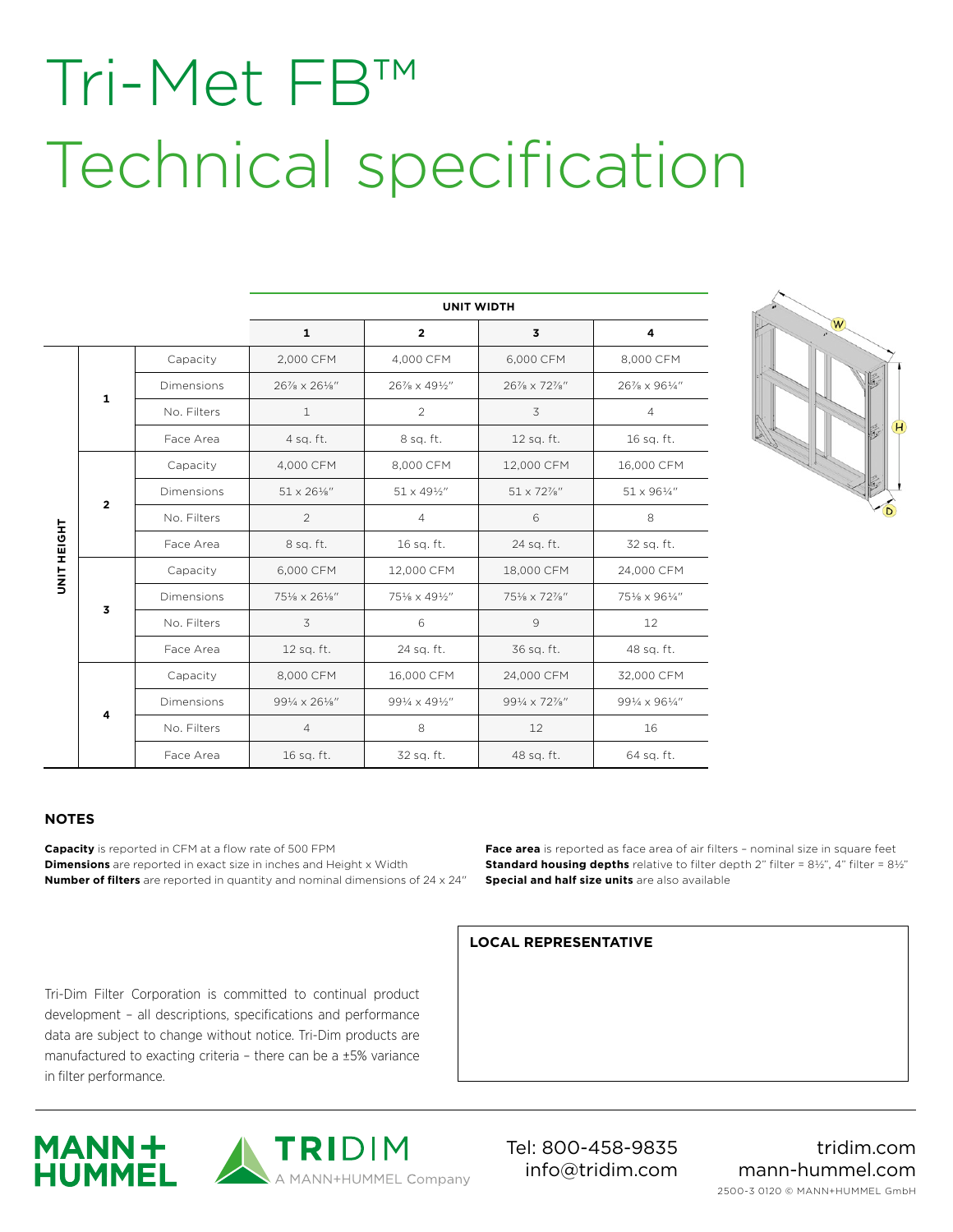# Tri-Met FB™ Technical specification

| | | | UNIT WIDTH | | | |
|---|---|---|---|---|---|---|
| | | | **1** | **2** | **3** | **4** |
| **UNIT HEIGHT** | **1** | Capacity | 2,000 CFM | 4,000 CFM | 6,000 CFM | 8,000 CFM |
| | | Dimensions | 26⅞ x 26⅛" | 26⅞ x 49½" | 26⅞ x 72⅞" | 26⅞ x 96¼" |
| | | No. Filters | 1 | 2 | 3 | 4 |
| | | Face Area | 4 sq. ft. | 8 sq. ft. | 12 sq. ft. | 16 sq. ft. |
| | **2** | Capacity | 4,000 CFM | 8,000 CFM | 12,000 CFM | 16,000 CFM |
| | | Dimensions | 51 x 26⅛" | 51 x 49½" | 51 x 72⅞" | 51 x 96¼" |
| | | No. Filters | 2 | 4 | 6 | 8 |
| | | Face Area | 8 sq. ft. | 16 sq. ft. | 24 sq. ft. | 32 sq. ft. |
| | **3** | Capacity | 6,000 CFM | 12,000 CFM | 18,000 CFM | 24,000 CFM |
| | | Dimensions | 75⅛ x 26⅛" | 75⅛ x 49½" | 75⅛ x 72⅞" | 75⅛ x 96¼" |
| | | No. Filters | 3 | 6 | 9 | 12 |
| | | Face Area | 12 sq. ft. | 24 sq. ft. | 36 sq. ft. | 48 sq. ft. |
| | **4** | Capacity | 8,000 CFM | 16,000 CFM | 24,000 CFM | 32,000 CFM |
| | | Dimensions | 99¼ x 26⅛" | 99¼ x 49½" | 99¼ x 72⅞" | 99¼ x 96¼" |
| | | No. Filters | 4 | 8 | 12 | 16 |
| | | Face Area | 16 sq. ft. | 32 sq. ft. | 48 sq. ft. | 64 sq. ft. |

W
H
D

## NOTES

**Capacity** is reported in CFM at a flow rate of 500 FPM
**Dimensions** are reported in exact size in inches and Height x Width
**Number of filters** are reported in quantity and nominal dimensions of 24 x 24"
**Face area** is reported as face area of air filters – nominal size in square feet
**Standard housing depths** relative to filter depth 2" filter = 8½", 4" filter = 8½"
**Special and half size units** are also available

Tri-Dim Filter Corporation is committed to continual product development – all descriptions, specifications and performance data are subject to change without notice. Tri-Dim products are manufactured to exacting criteria – there can be a ±5% variance in filter performance.

**LOCAL REPRESENTATIVE**

MANN+HUMMEL

TRIDIM
A MANN+HUMMEL Company

Tel: 800-458-9835
info@tridim.com

tridim.com
mann-hummel.com
2500-3 0120 © MANN+HUMMEL GmbH